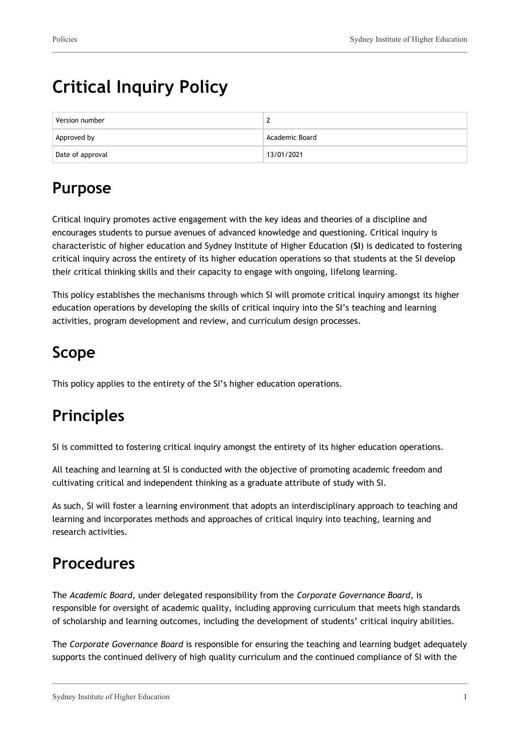# Critical Inquiry Policy

| Version number | 2 |
| --- | --- |
| Approved by | Academic Board |
| Date of approval | 13/01/2021 |

## Purpose

Critical inquiry promotes active engagement with the key ideas and theories of a discipline and encourages students to pursue avenues of advanced knowledge and questioning. Critical inquiry is characteristic of higher education and Sydney Institute of Higher Education (**SI**) is dedicated to fostering critical inquiry across the entirety of its higher education operations so that students at the SI develop their critical thinking skills and their capacity to engage with ongoing, lifelong learning.

This policy establishes the mechanisms through which SI will promote critical inquiry amongst its higher education operations by developing the skills of critical inquiry into the SI's teaching and learning activities, program development and review, and curriculum design processes.

## Scope

This policy applies to the entirety of the SI's higher education operations.

## Principles

SI is committed to fostering critical inquiry amongst the entirety of its higher education operations.

All teaching and learning at SI is conducted with the objective of promoting academic freedom and cultivating critical and independent thinking as a graduate attribute of study with SI.

As such, SI will foster a learning environment that adopts an interdisciplinary approach to teaching and learning and incorporates methods and approaches of critical inquiry into teaching, learning and research activities.

## Procedures

The *Academic Board*, under delegated responsibility from the *Corporate Governance Board*, is responsible for oversight of academic quality, including approving curriculum that meets high standards of scholarship and learning outcomes, including the development of students' critical inquiry abilities.

The *Corporate Governance Board* is responsible for ensuring the teaching and learning budget adequately supports the continued delivery of high quality curriculum and the continued compliance of SI with the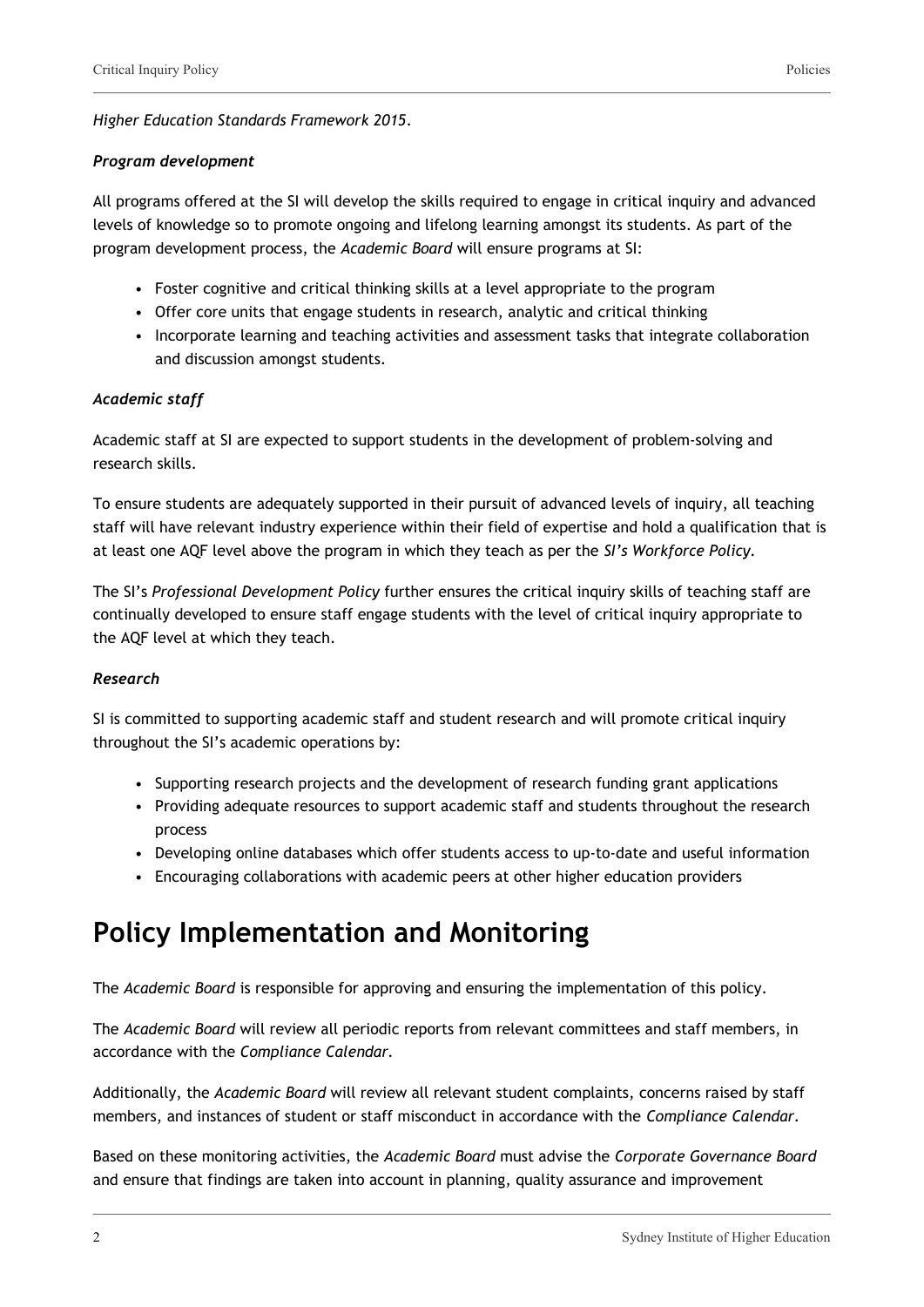*Higher Education Standards Framework 2015*.

***Program development***

All programs offered at the SI will develop the skills required to engage in critical inquiry and advanced levels of knowledge so to promote ongoing and lifelong learning amongst its students. As part of the program development process, the *Academic Board* will ensure programs at SI:

- Foster cognitive and critical thinking skills at a level appropriate to the program
- Offer core units that engage students in research, analytic and critical thinking
- Incorporate learning and teaching activities and assessment tasks that integrate collaboration and discussion amongst students.

***Academic staff***

Academic staff at SI are expected to support students in the development of problem-solving and research skills.

To ensure students are adequately supported in their pursuit of advanced levels of inquiry, all teaching staff will have relevant industry experience within their field of expertise and hold a qualification that is at least one AQF level above the program in which they teach as per the *SI's Workforce Policy*.

The SI's *Professional Development Policy* further ensures the critical inquiry skills of teaching staff are continually developed to ensure staff engage students with the level of critical inquiry appropriate to the AQF level at which they teach.

***Research***

SI is committed to supporting academic staff and student research and will promote critical inquiry throughout the SI's academic operations by:

- Supporting research projects and the development of research funding grant applications
- Providing adequate resources to support academic staff and students throughout the research process
- Developing online databases which offer students access to up-to-date and useful information
- Encouraging collaborations with academic peers at other higher education providers

# Policy Implementation and Monitoring

The *Academic Board* is responsible for approving and ensuring the implementation of this policy.

The *Academic Board* will review all periodic reports from relevant committees and staff members, in accordance with the *Compliance Calendar*.

Additionally, the *Academic Board* will review all relevant student complaints, concerns raised by staff members, and instances of student or staff misconduct in accordance with the *Compliance Calendar*.

Based on these monitoring activities, the *Academic Board* must advise the *Corporate Governance Board* and ensure that findings are taken into account in planning, quality assurance and improvement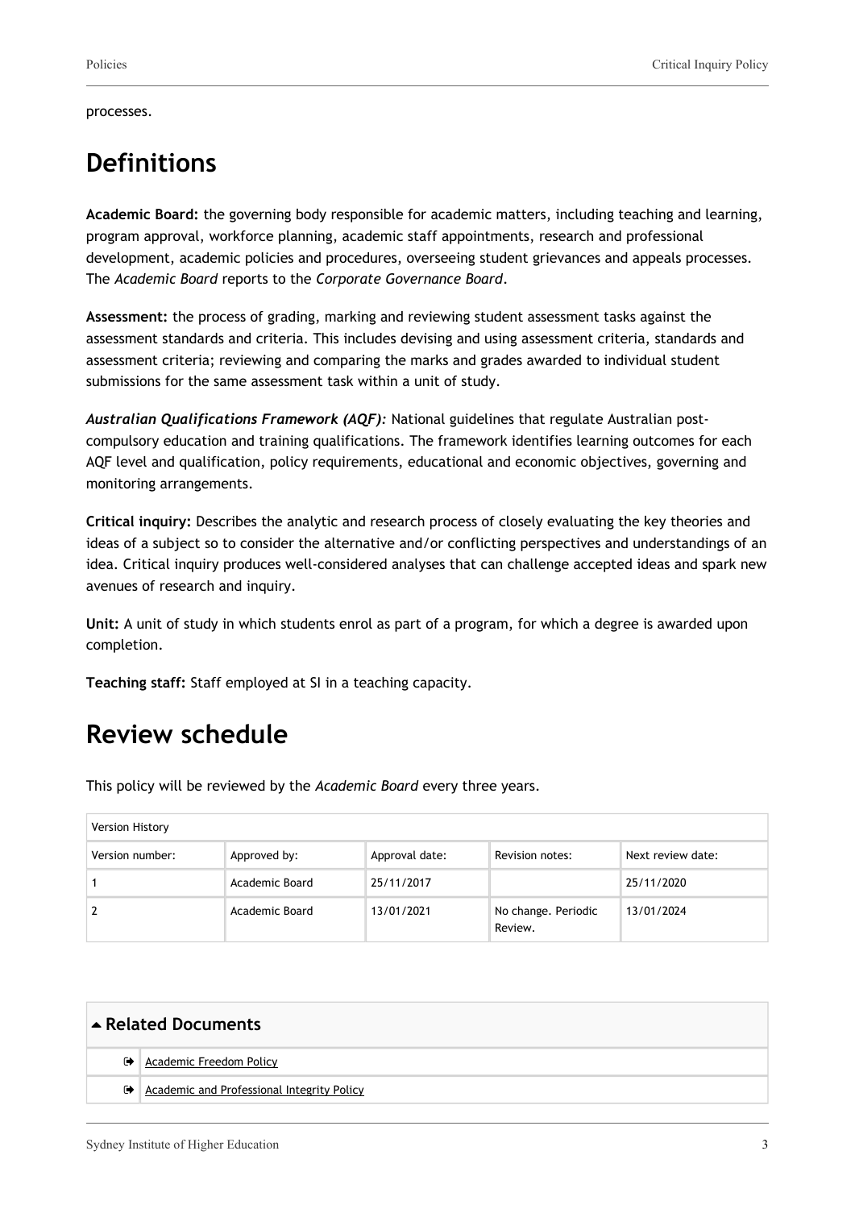processes.

## Definitions

**Academic Board:** the governing body responsible for academic matters, including teaching and learning, program approval, workforce planning, academic staff appointments, research and professional development, academic policies and procedures, overseeing student grievances and appeals processes. The *Academic Board* reports to the *Corporate Governance Board*.

**Assessment:** the process of grading, marking and reviewing student assessment tasks against the assessment standards and criteria. This includes devising and using assessment criteria, standards and assessment criteria; reviewing and comparing the marks and grades awarded to individual student submissions for the same assessment task within a unit of study.

***Australian Qualifications Framework (AQF):*** National guidelines that regulate Australian post-compulsory education and training qualifications. The framework identifies learning outcomes for each AQF level and qualification, policy requirements, educational and economic objectives, governing and monitoring arrangements.

**Critical inquiry:** Describes the analytic and research process of closely evaluating the key theories and ideas of a subject so to consider the alternative and/or conflicting perspectives and understandings of an idea. Critical inquiry produces well-considered analyses that can challenge accepted ideas and spark new avenues of research and inquiry.

**Unit:** A unit of study in which students enrol as part of a program, for which a degree is awarded upon completion.

**Teaching staff:** Staff employed at SI in a teaching capacity.

## Review schedule

This policy will be reviewed by the *Academic Board* every three years.

| Version History | | | | |
|---|---|---|---|---|
| Version number: | Approved by: | Approval date: | Revision notes: | Next review date: |
| 1 | Academic Board | 25/11/2017 | | 25/11/2020 |
| 2 | Academic Board | 13/01/2021 | No change. Periodic Review. | 13/01/2024 |

### Related Documents

- Academic Freedom Policy
- Academic and Professional Integrity Policy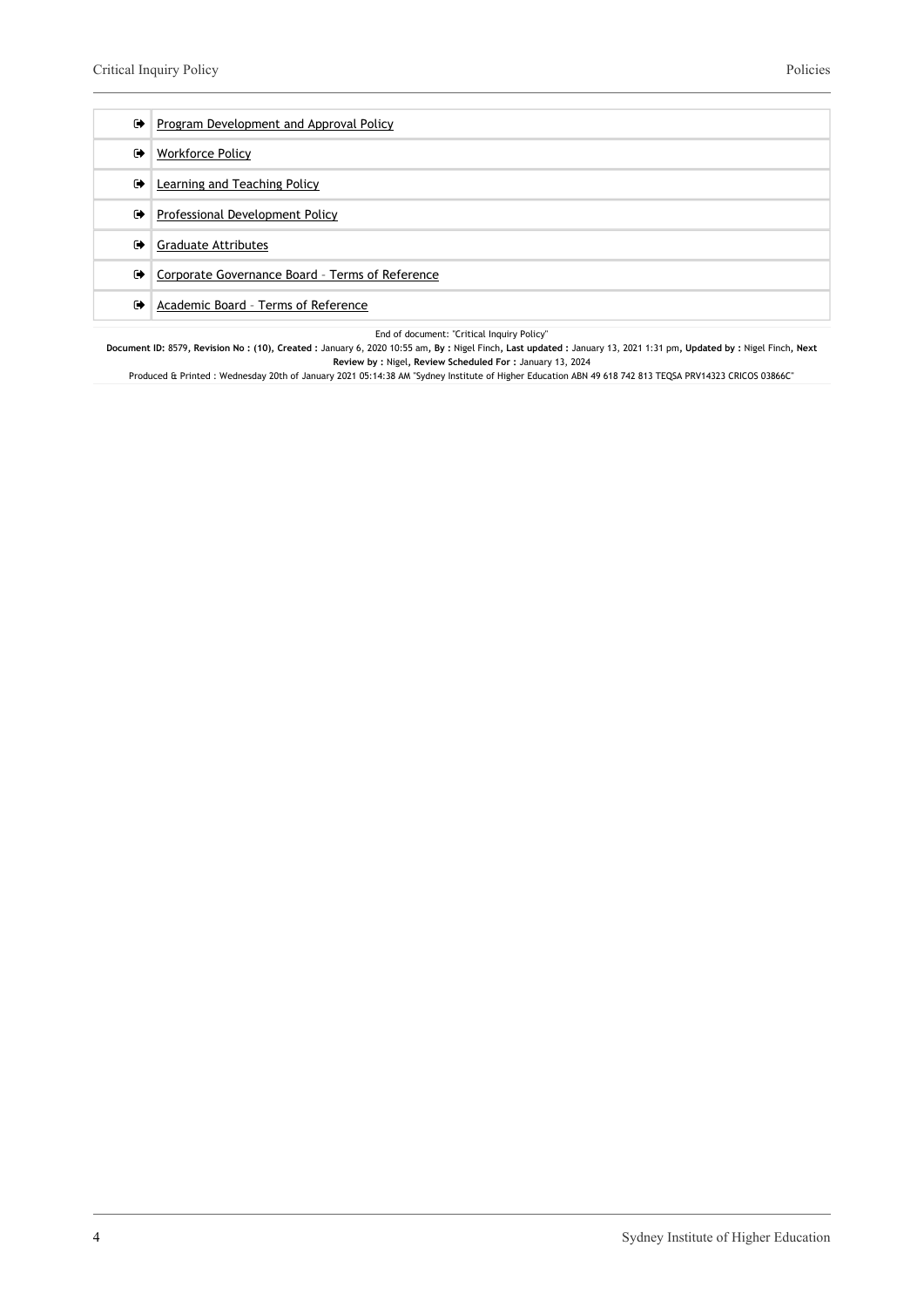| | |
|---|---|
| ➡ | Program Development and Approval Policy |
| ➡ | Workforce Policy |
| ➡ | Learning and Teaching Policy |
| ➡ | Professional Development Policy |
| ➡ | Graduate Attributes |
| ➡ | Corporate Governance Board – Terms of Reference |
| ➡ | Academic Board – Terms of Reference |

End of document: "Critical Inquiry Policy"

**Document ID:** 8579, **Revision No : (10), Created :** January 6, 2020 10:55 am, **By :** Nigel Finch, **Last updated :** January 13, 2021 1:31 pm, **Updated by :** Nigel Finch, **Next Review by :** Nigel, **Review Scheduled For :** January 13, 2024

Produced & Printed : Wednesday 20th of January 2021 05:14:38 AM "Sydney Institute of Higher Education ABN 49 618 742 813 TEQSA PRV14323 CRICOS 03866C"